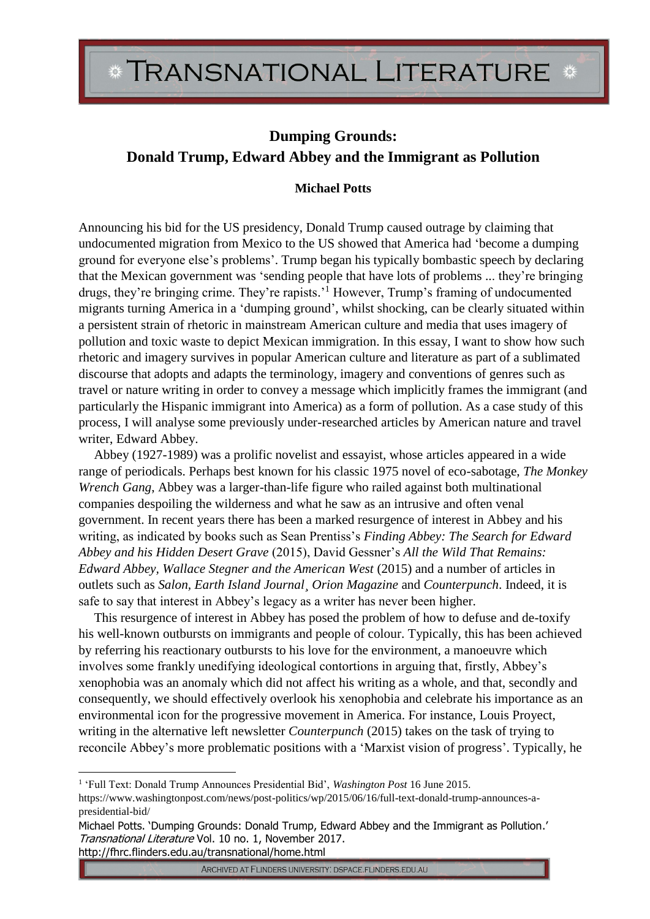# Dumping Grounds: Donald Trump, Edward Abbey and the Immigrant as Pollution

**Michael Potts**

Announcing his bid for the US presidency, Donald Trump caused outrage by claiming that undocumented migration from Mexico to the US showed that America had 'become a dumping ground for everyone else's problems'. Trump began his typically bombastic speech by declaring that the Mexican government was 'sending people that have lots of problems ... they're bringing drugs, they're bringing crime. They're rapists.'[1] However, Trump's framing of undocumented migrants turning America in a 'dumping ground', whilst shocking, can be clearly situated within a persistent strain of rhetoric in mainstream American culture and media that uses imagery of pollution and toxic waste to depict Mexican immigration. In this essay, I want to show how such rhetoric and imagery survives in popular American culture and literature as part of a sublimated discourse that adopts and adapts the terminology, imagery and conventions of genres such as travel or nature writing in order to convey a message which implicitly frames the immigrant (and particularly the Hispanic immigrant into America) as a form of pollution. As a case study of this process, I will analyse some previously under-researched articles by American nature and travel writer, Edward Abbey.

Abbey (1927-1989) was a prolific novelist and essayist, whose articles appeared in a wide range of periodicals. Perhaps best known for his classic 1975 novel of eco-sabotage, *The Monkey Wrench Gang*, Abbey was a larger-than-life figure who railed against both multinational companies despoiling the wilderness and what he saw as an intrusive and often venal government. In recent years there has been a marked resurgence of interest in Abbey and his writing, as indicated by books such as Sean Prentiss's *Finding Abbey: The Search for Edward Abbey and his Hidden Desert Grave* (2015), David Gessner's *All the Wild That Remains: Edward Abbey, Wallace Stegner and the American West* (2015) and a number of articles in outlets such as *Salon*, *Earth Island Journal*¸ *Orion Magazine* and *Counterpunch*. Indeed, it is safe to say that interest in Abbey's legacy as a writer has never been higher.

This resurgence of interest in Abbey has posed the problem of how to defuse and de-toxify his well-known outbursts on immigrants and people of colour. Typically, this has been achieved by referring his reactionary outbursts to his love for the environment, a manoeuvre which involves some frankly unedifying ideological contortions in arguing that, firstly, Abbey's xenophobia was an anomaly which did not affect his writing as a whole, and that, secondly and consequently, we should effectively overlook his xenophobia and celebrate his importance as an environmental icon for the progressive movement in America. For instance, Louis Proyect, writing in the alternative left newsletter *Counterpunch* (2015) takes on the task of trying to reconcile Abbey's more problematic positions with a 'Marxist vision of progress'. Typically, he

---

[1] 'Full Text: Donald Trump Announces Presidential Bid', *Washington Post* 16 June 2015. https://www.washingtonpost.com/news/post-politics/wp/2015/06/16/full-text-donald-trump-announces-a-presidential-bid/

Michael Potts. 'Dumping Grounds: Donald Trump, Edward Abbey and the Immigrant as Pollution.' *Transnational Literature* Vol. 10 no. 1, November 2017.
http://fhrc.flinders.edu.au/transnational/home.html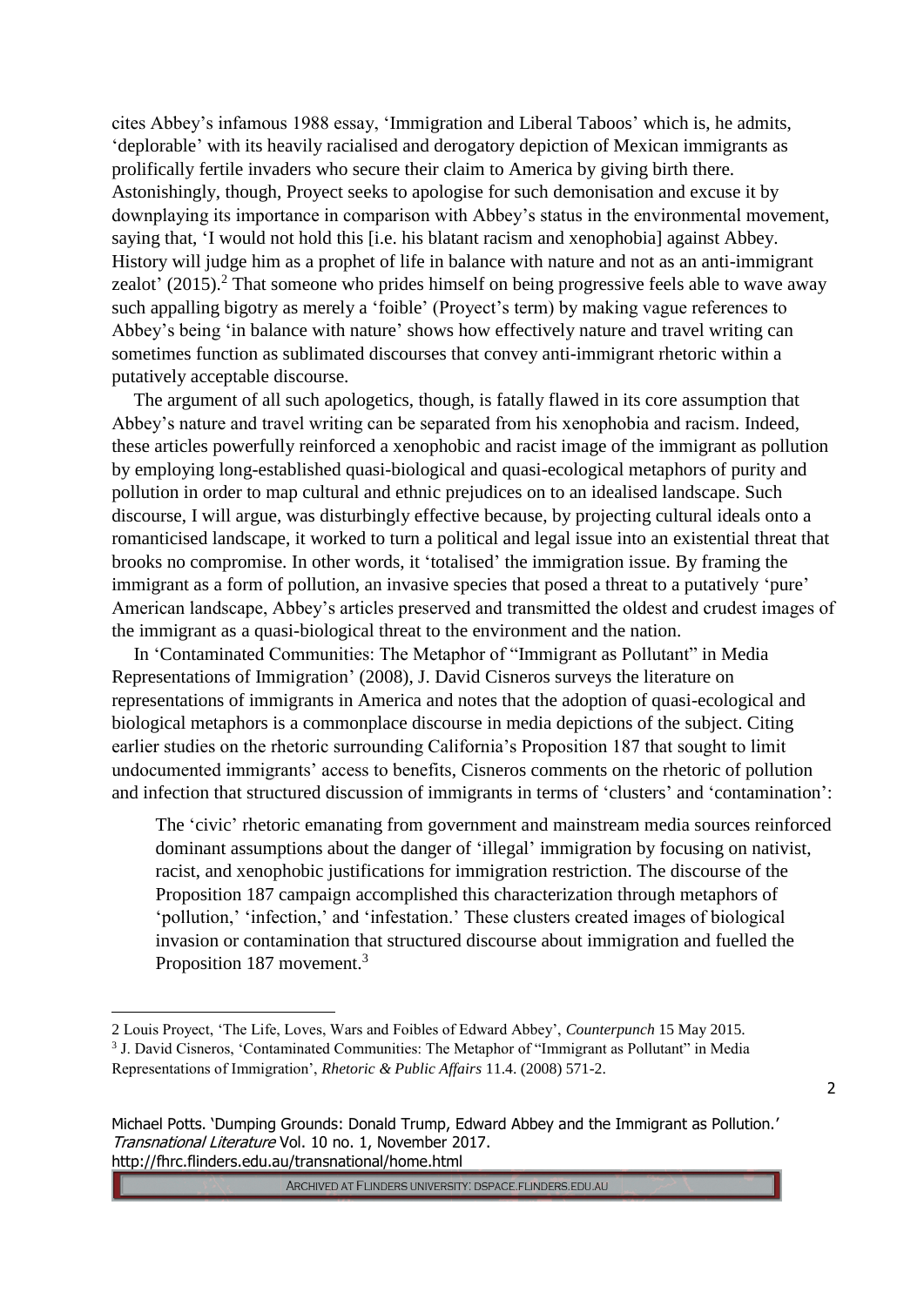cites Abbey's infamous 1988 essay, 'Immigration and Liberal Taboos' which is, he admits, 'deplorable' with its heavily racialised and derogatory depiction of Mexican immigrants as prolifically fertile invaders who secure their claim to America by giving birth there. Astonishingly, though, Proyect seeks to apologise for such demonisation and excuse it by downplaying its importance in comparison with Abbey's status in the environmental movement, saying that, 'I would not hold this [i.e. his blatant racism and xenophobia] against Abbey. History will judge him as a prophet of life in balance with nature and not as an anti-immigrant zealot' (2015).[2] That someone who prides himself on being progressive feels able to wave away such appalling bigotry as merely a 'foible' (Proyect's term) by making vague references to Abbey's being 'in balance with nature' shows how effectively nature and travel writing can sometimes function as sublimated discourses that convey anti-immigrant rhetoric within a putatively acceptable discourse.

The argument of all such apologetics, though, is fatally flawed in its core assumption that Abbey's nature and travel writing can be separated from his xenophobia and racism. Indeed, these articles powerfully reinforced a xenophobic and racist image of the immigrant as pollution by employing long-established quasi-biological and quasi-ecological metaphors of purity and pollution in order to map cultural and ethnic prejudices on to an idealised landscape. Such discourse, I will argue, was disturbingly effective because, by projecting cultural ideals onto a romanticised landscape, it worked to turn a political and legal issue into an existential threat that brooks no compromise. In other words, it 'totalised' the immigration issue. By framing the immigrant as a form of pollution, an invasive species that posed a threat to a putatively 'pure' American landscape, Abbey's articles preserved and transmitted the oldest and crudest images of the immigrant as a quasi-biological threat to the environment and the nation.

In 'Contaminated Communities: The Metaphor of "Immigrant as Pollutant" in Media Representations of Immigration' (2008), J. David Cisneros surveys the literature on representations of immigrants in America and notes that the adoption of quasi-ecological and biological metaphors is a commonplace discourse in media depictions of the subject. Citing earlier studies on the rhetoric surrounding California's Proposition 187 that sought to limit undocumented immigrants' access to benefits, Cisneros comments on the rhetoric of pollution and infection that structured discussion of immigrants in terms of 'clusters' and 'contamination':

> The 'civic' rhetoric emanating from government and mainstream media sources reinforced dominant assumptions about the danger of 'illegal' immigration by focusing on nativist, racist, and xenophobic justifications for immigration restriction. The discourse of the Proposition 187 campaign accomplished this characterization through metaphors of 'pollution,' 'infection,' and 'infestation.' These clusters created images of biological invasion or contamination that structured discourse about immigration and fuelled the Proposition 187 movement.[3]

---

[2] Louis Proyect, 'The Life, Loves, Wars and Foibles of Edward Abbey', *Counterpunch* 15 May 2015.

[3] J. David Cisneros, 'Contaminated Communities: The Metaphor of "Immigrant as Pollutant" in Media Representations of Immigration', *Rhetoric & Public Affairs* 11.4. (2008) 571-2.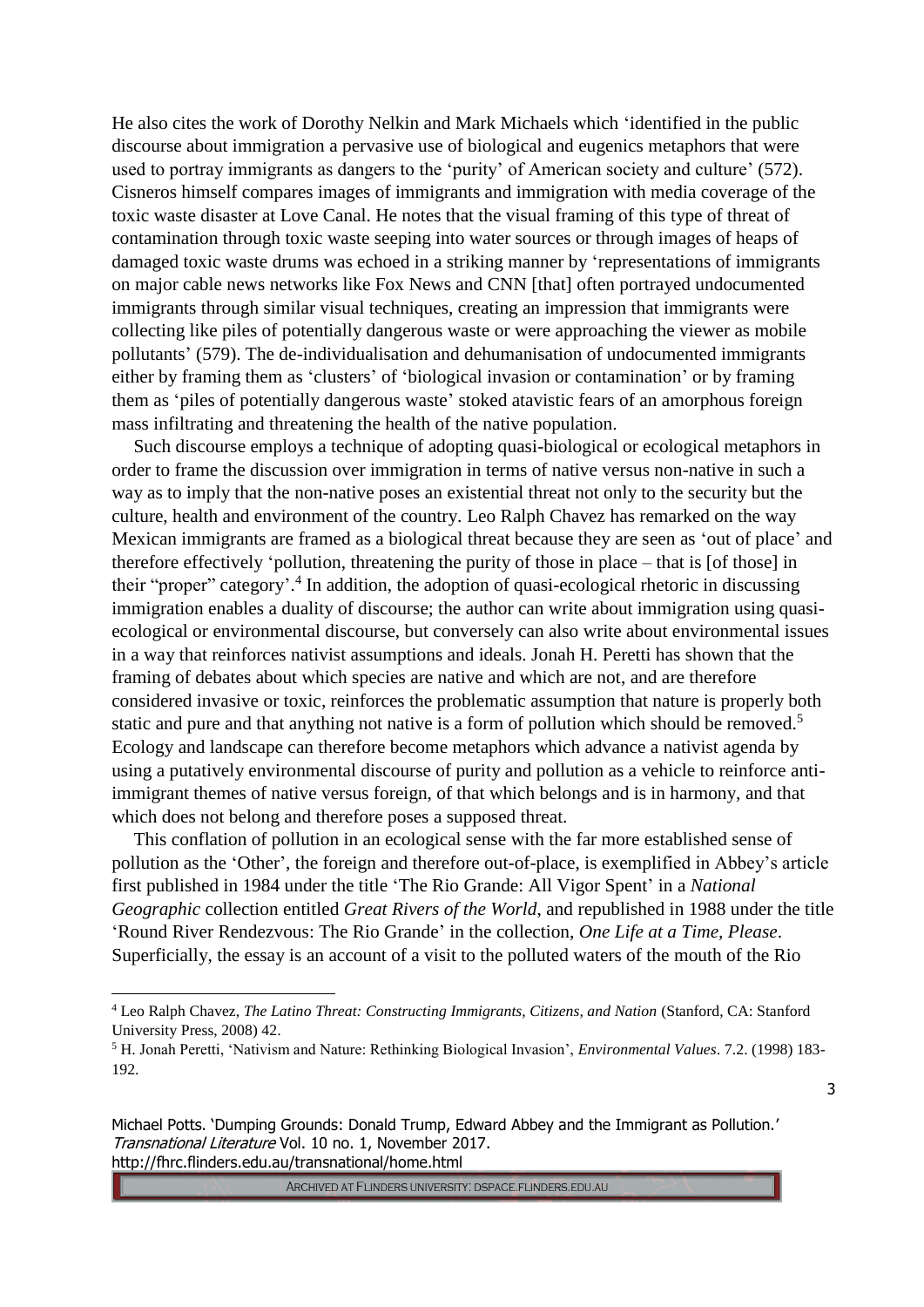He also cites the work of Dorothy Nelkin and Mark Michaels which 'identified in the public discourse about immigration a pervasive use of biological and eugenics metaphors that were used to portray immigrants as dangers to the 'purity' of American society and culture' (572). Cisneros himself compares images of immigrants and immigration with media coverage of the toxic waste disaster at Love Canal. He notes that the visual framing of this type of threat of contamination through toxic waste seeping into water sources or through images of heaps of damaged toxic waste drums was echoed in a striking manner by 'representations of immigrants on major cable news networks like Fox News and CNN [that] often portrayed undocumented immigrants through similar visual techniques, creating an impression that immigrants were collecting like piles of potentially dangerous waste or were approaching the viewer as mobile pollutants' (579). The de-individualisation and dehumanisation of undocumented immigrants either by framing them as 'clusters' of 'biological invasion or contamination' or by framing them as 'piles of potentially dangerous waste' stoked atavistic fears of an amorphous foreign mass infiltrating and threatening the health of the native population.

Such discourse employs a technique of adopting quasi-biological or ecological metaphors in order to frame the discussion over immigration in terms of native versus non-native in such a way as to imply that the non-native poses an existential threat not only to the security but the culture, health and environment of the country. Leo Ralph Chavez has remarked on the way Mexican immigrants are framed as a biological threat because they are seen as 'out of place' and therefore effectively 'pollution, threatening the purity of those in place – that is [of those] in their "proper" category'.[4] In addition, the adoption of quasi-ecological rhetoric in discussing immigration enables a duality of discourse; the author can write about immigration using quasi-ecological or environmental discourse, but conversely can also write about environmental issues in a way that reinforces nativist assumptions and ideals. Jonah H. Peretti has shown that the framing of debates about which species are native and which are not, and are therefore considered invasive or toxic, reinforces the problematic assumption that nature is properly both static and pure and that anything not native is a form of pollution which should be removed.[5] Ecology and landscape can therefore become metaphors which advance a nativist agenda by using a putatively environmental discourse of purity and pollution as a vehicle to reinforce anti-immigrant themes of native versus foreign, of that which belongs and is in harmony, and that which does not belong and therefore poses a supposed threat.

This conflation of pollution in an ecological sense with the far more established sense of pollution as the 'Other', the foreign and therefore out-of-place, is exemplified in Abbey's article first published in 1984 under the title 'The Rio Grande: All Vigor Spent' in a *National Geographic* collection entitled *Great Rivers of the World*, and republished in 1988 under the title 'Round River Rendezvous: The Rio Grande' in the collection, *One Life at a Time, Please*. Superficially, the essay is an account of a visit to the polluted waters of the mouth of the Rio

---

[4] Leo Ralph Chavez, *The Latino Threat: Constructing Immigrants, Citizens, and Nation* (Stanford, CA: Stanford University Press, 2008) 42.

[5] H. Jonah Peretti, 'Nativism and Nature: Rethinking Biological Invasion', *Environmental Values*. 7.2. (1998) 183-192.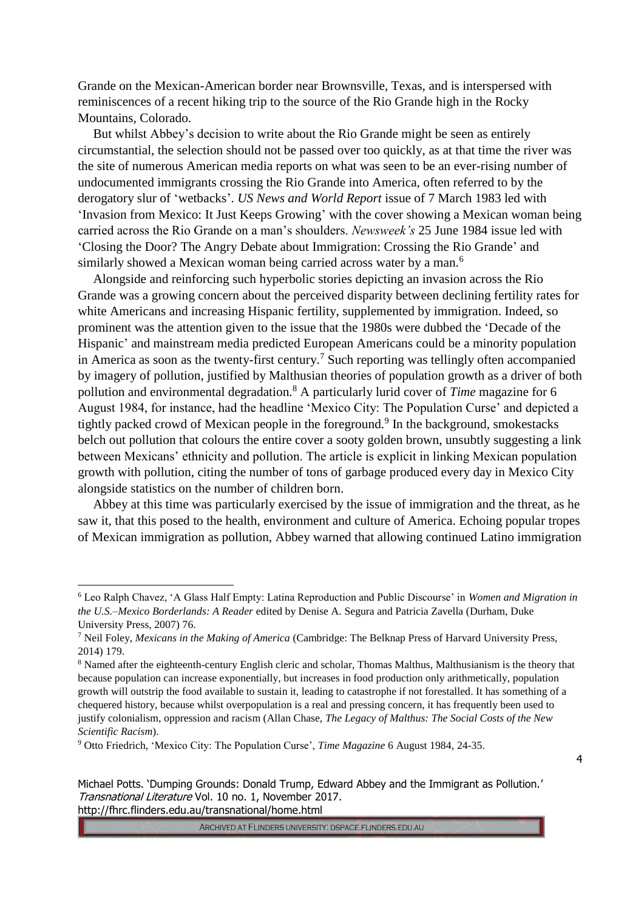Grande on the Mexican-American border near Brownsville, Texas, and is interspersed with reminiscences of a recent hiking trip to the source of the Rio Grande high in the Rocky Mountains, Colorado.

But whilst Abbey's decision to write about the Rio Grande might be seen as entirely circumstantial, the selection should not be passed over too quickly, as at that time the river was the site of numerous American media reports on what was seen to be an ever-rising number of undocumented immigrants crossing the Rio Grande into America, often referred to by the derogatory slur of 'wetbacks'. *US News and World Report* issue of 7 March 1983 led with 'Invasion from Mexico: It Just Keeps Growing' with the cover showing a Mexican woman being carried across the Rio Grande on a man's shoulders. *Newsweek's* 25 June 1984 issue led with 'Closing the Door? The Angry Debate about Immigration: Crossing the Rio Grande' and similarly showed a Mexican woman being carried across water by a man.[6]

Alongside and reinforcing such hyperbolic stories depicting an invasion across the Rio Grande was a growing concern about the perceived disparity between declining fertility rates for white Americans and increasing Hispanic fertility, supplemented by immigration. Indeed, so prominent was the attention given to the issue that the 1980s were dubbed the 'Decade of the Hispanic' and mainstream media predicted European Americans could be a minority population in America as soon as the twenty-first century.[7] Such reporting was tellingly often accompanied by imagery of pollution, justified by Malthusian theories of population growth as a driver of both pollution and environmental degradation.[8] A particularly lurid cover of *Time* magazine for 6 August 1984, for instance, had the headline 'Mexico City: The Population Curse' and depicted a tightly packed crowd of Mexican people in the foreground.[9] In the background, smokestacks belch out pollution that colours the entire cover a sooty golden brown, unsubtly suggesting a link between Mexicans' ethnicity and pollution. The article is explicit in linking Mexican population growth with pollution, citing the number of tons of garbage produced every day in Mexico City alongside statistics on the number of children born.

Abbey at this time was particularly exercised by the issue of immigration and the threat, as he saw it, that this posed to the health, environment and culture of America. Echoing popular tropes of Mexican immigration as pollution, Abbey warned that allowing continued Latino immigration

---

[6] Leo Ralph Chavez, 'A Glass Half Empty: Latina Reproduction and Public Discourse' in *Women and Migration in the U.S.–Mexico Borderlands: A Reader* edited by Denise A. Segura and Patricia Zavella (Durham, Duke University Press, 2007) 76.

[7] Neil Foley, *Mexicans in the Making of America* (Cambridge: The Belknap Press of Harvard University Press, 2014) 179.

[8] Named after the eighteenth-century English cleric and scholar, Thomas Malthus, Malthusianism is the theory that because population can increase exponentially, but increases in food production only arithmetically, population growth will outstrip the food available to sustain it, leading to catastrophe if not forestalled. It has something of a chequered history, because whilst overpopulation is a real and pressing concern, it has frequently been used to justify colonialism, oppression and racism (Allan Chase, *The Legacy of Malthus: The Social Costs of the New Scientific Racism*).

[9] Otto Friedrich, 'Mexico City: The Population Curse', *Time Magazine* 6 August 1984, 24-35.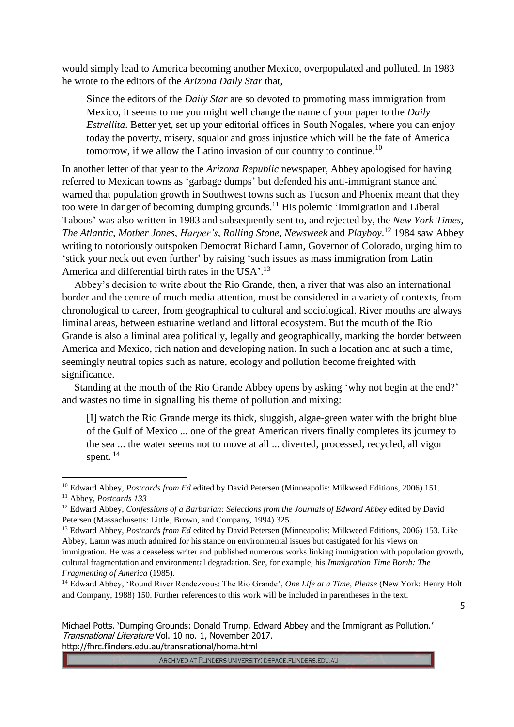would simply lead to America becoming another Mexico, overpopulated and polluted. In 1983 he wrote to the editors of the *Arizona Daily Star* that,

> Since the editors of the *Daily Star* are so devoted to promoting mass immigration from Mexico, it seems to me you might well change the name of your paper to the *Daily Estrellita*. Better yet, set up your editorial offices in South Nogales, where you can enjoy today the poverty, misery, squalor and gross injustice which will be the fate of America tomorrow, if we allow the Latino invasion of our country to continue.[10]

In another letter of that year to the *Arizona Republic* newspaper, Abbey apologised for having referred to Mexican towns as 'garbage dumps' but defended his anti-immigrant stance and warned that population growth in Southwest towns such as Tucson and Phoenix meant that they too were in danger of becoming dumping grounds.[11] His polemic 'Immigration and Liberal Taboos' was also written in 1983 and subsequently sent to, and rejected by, the *New York Times*, *The Atlantic*, *Mother Jones*, *Harper's*, *Rolling Stone*, *Newsweek* and *Playboy*.[12] 1984 saw Abbey writing to notoriously outspoken Democrat Richard Lamn, Governor of Colorado, urging him to 'stick your neck out even further' by raising 'such issues as mass immigration from Latin America and differential birth rates in the USA'.[13]

Abbey's decision to write about the Rio Grande, then, a river that was also an international border and the centre of much media attention, must be considered in a variety of contexts, from chronological to career, from geographical to cultural and sociological. River mouths are always liminal areas, between estuarine wetland and littoral ecosystem. But the mouth of the Rio Grande is also a liminal area politically, legally and geographically, marking the border between America and Mexico, rich nation and developing nation. In such a location and at such a time, seemingly neutral topics such as nature, ecology and pollution become freighted with significance.

Standing at the mouth of the Rio Grande Abbey opens by asking 'why not begin at the end?' and wastes no time in signalling his theme of pollution and mixing:

> [I] watch the Rio Grande merge its thick, sluggish, algae-green water with the bright blue of the Gulf of Mexico ... one of the great American rivers finally completes its journey to the sea ... the water seems not to move at all ... diverted, processed, recycled, all vigor spent.[14]

---

[10] Edward Abbey, *Postcards from Ed* edited by David Petersen (Minneapolis: Milkweed Editions, 2006) 151.

[11] Abbey, *Postcards 133*

[12] Edward Abbey, *Confessions of a Barbarian: Selections from the Journals of Edward Abbey* edited by David Petersen (Massachusetts: Little, Brown, and Company, 1994) 325.

[13] Edward Abbey, *Postcards from Ed* edited by David Petersen (Minneapolis: Milkweed Editions, 2006) 153. Like Abbey, Lamn was much admired for his stance on environmental issues but castigated for his views on immigration. He was a ceaseless writer and published numerous works linking immigration with population growth, cultural fragmentation and environmental degradation. See, for example, his *Immigration Time Bomb: The Fragmenting of America* (1985).

[14] Edward Abbey, 'Round River Rendezvous: The Rio Grande', *One Life at a Time, Please* (New York: Henry Holt and Company, 1988) 150. Further references to this work will be included in parentheses in the text.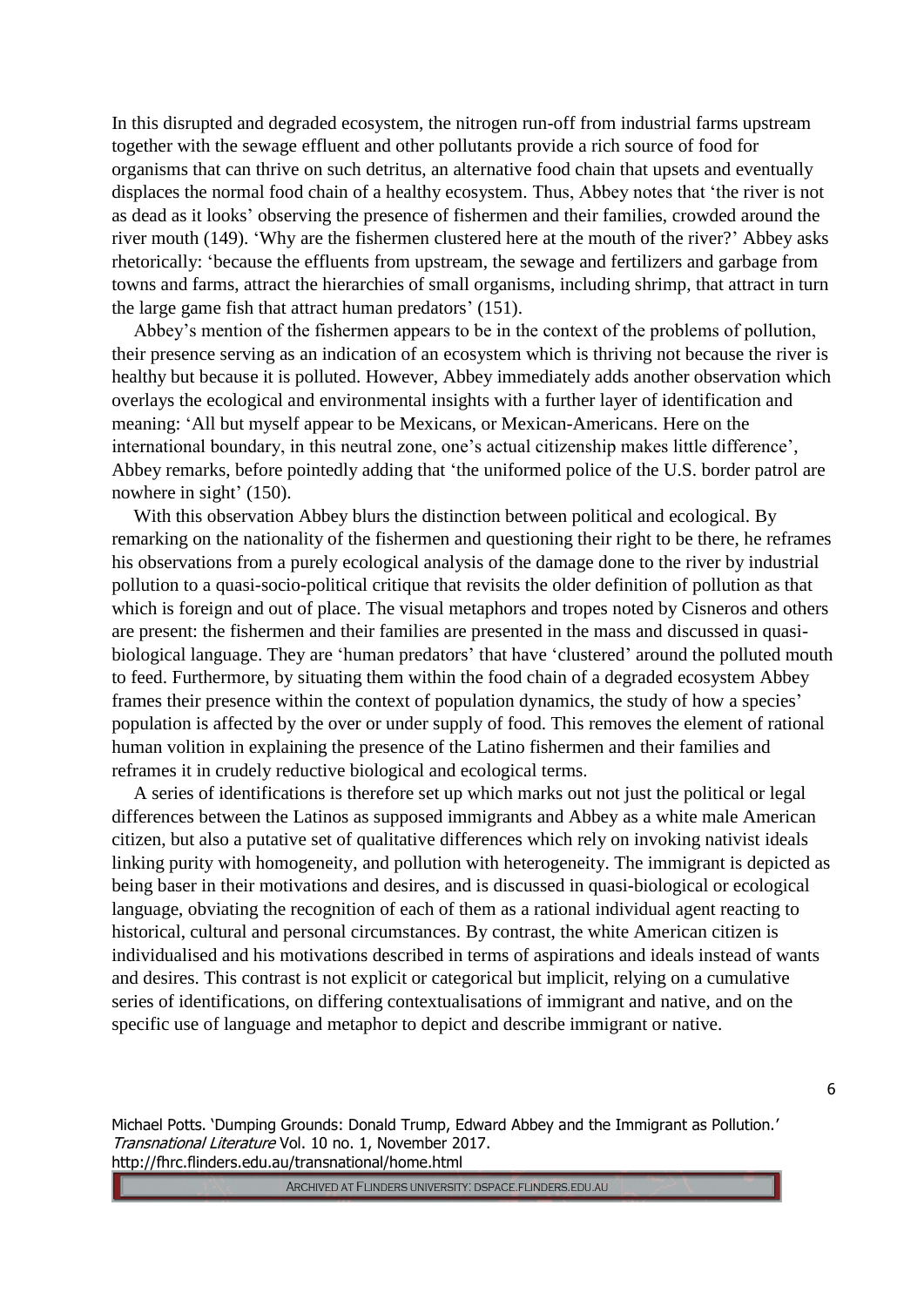In this disrupted and degraded ecosystem, the nitrogen run-off from industrial farms upstream together with the sewage effluent and other pollutants provide a rich source of food for organisms that can thrive on such detritus, an alternative food chain that upsets and eventually displaces the normal food chain of a healthy ecosystem. Thus, Abbey notes that 'the river is not as dead as it looks' observing the presence of fishermen and their families, crowded around the river mouth (149). 'Why are the fishermen clustered here at the mouth of the river?' Abbey asks rhetorically: 'because the effluents from upstream, the sewage and fertilizers and garbage from towns and farms, attract the hierarchies of small organisms, including shrimp, that attract in turn the large game fish that attract human predators' (151).

Abbey's mention of the fishermen appears to be in the context of the problems of pollution, their presence serving as an indication of an ecosystem which is thriving not because the river is healthy but because it is polluted. However, Abbey immediately adds another observation which overlays the ecological and environmental insights with a further layer of identification and meaning: 'All but myself appear to be Mexicans, or Mexican-Americans. Here on the international boundary, in this neutral zone, one's actual citizenship makes little difference', Abbey remarks, before pointedly adding that 'the uniformed police of the U.S. border patrol are nowhere in sight' (150).

With this observation Abbey blurs the distinction between political and ecological. By remarking on the nationality of the fishermen and questioning their right to be there, he reframes his observations from a purely ecological analysis of the damage done to the river by industrial pollution to a quasi-socio-political critique that revisits the older definition of pollution as that which is foreign and out of place. The visual metaphors and tropes noted by Cisneros and others are present: the fishermen and their families are presented in the mass and discussed in quasi-biological language. They are 'human predators' that have 'clustered' around the polluted mouth to feed. Furthermore, by situating them within the food chain of a degraded ecosystem Abbey frames their presence within the context of population dynamics, the study of how a species' population is affected by the over or under supply of food. This removes the element of rational human volition in explaining the presence of the Latino fishermen and their families and reframes it in crudely reductive biological and ecological terms.

A series of identifications is therefore set up which marks out not just the political or legal differences between the Latinos as supposed immigrants and Abbey as a white male American citizen, but also a putative set of qualitative differences which rely on invoking nativist ideals linking purity with homogeneity, and pollution with heterogeneity. The immigrant is depicted as being baser in their motivations and desires, and is discussed in quasi-biological or ecological language, obviating the recognition of each of them as a rational individual agent reacting to historical, cultural and personal circumstances. By contrast, the white American citizen is individualised and his motivations described in terms of aspirations and ideals instead of wants and desires. This contrast is not explicit or categorical but implicit, relying on a cumulative series of identifications, on differing contextualisations of immigrant and native, and on the specific use of language and metaphor to depict and describe immigrant or native.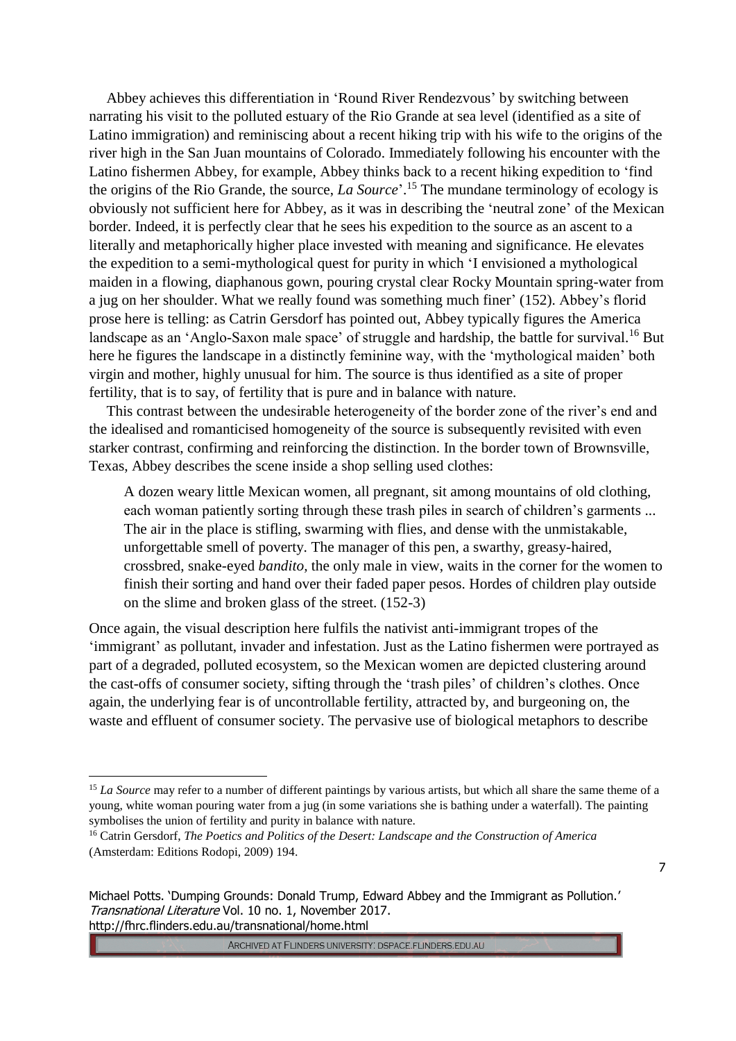Abbey achieves this differentiation in 'Round River Rendezvous' by switching between narrating his visit to the polluted estuary of the Rio Grande at sea level (identified as a site of Latino immigration) and reminiscing about a recent hiking trip with his wife to the origins of the river high in the San Juan mountains of Colorado. Immediately following his encounter with the Latino fishermen Abbey, for example, Abbey thinks back to a recent hiking expedition to 'find the origins of the Rio Grande, the source, *La Source*'.[15] The mundane terminology of ecology is obviously not sufficient here for Abbey, as it was in describing the 'neutral zone' of the Mexican border. Indeed, it is perfectly clear that he sees his expedition to the source as an ascent to a literally and metaphorically higher place invested with meaning and significance. He elevates the expedition to a semi-mythological quest for purity in which 'I envisioned a mythological maiden in a flowing, diaphanous gown, pouring crystal clear Rocky Mountain spring-water from a jug on her shoulder. What we really found was something much finer' (152). Abbey's florid prose here is telling: as Catrin Gersdorf has pointed out, Abbey typically figures the America landscape as an 'Anglo-Saxon male space' of struggle and hardship, the battle for survival.[16] But here he figures the landscape in a distinctly feminine way, with the 'mythological maiden' both virgin and mother, highly unusual for him. The source is thus identified as a site of proper fertility, that is to say, of fertility that is pure and in balance with nature.

This contrast between the undesirable heterogeneity of the border zone of the river's end and the idealised and romanticised homogeneity of the source is subsequently revisited with even starker contrast, confirming and reinforcing the distinction. In the border town of Brownsville, Texas, Abbey describes the scene inside a shop selling used clothes:

> A dozen weary little Mexican women, all pregnant, sit among mountains of old clothing, each woman patiently sorting through these trash piles in search of children's garments ... The air in the place is stifling, swarming with flies, and dense with the unmistakable, unforgettable smell of poverty. The manager of this pen, a swarthy, greasy-haired, crossbred, snake-eyed *bandito,* the only male in view, waits in the corner for the women to finish their sorting and hand over their faded paper pesos. Hordes of children play outside on the slime and broken glass of the street. (152-3)

Once again, the visual description here fulfils the nativist anti-immigrant tropes of the 'immigrant' as pollutant, invader and infestation. Just as the Latino fishermen were portrayed as part of a degraded, polluted ecosystem, so the Mexican women are depicted clustering around the cast-offs of consumer society, sifting through the 'trash piles' of children's clothes. Once again, the underlying fear is of uncontrollable fertility, attracted by, and burgeoning on, the waste and effluent of consumer society. The pervasive use of biological metaphors to describe

---

[15] *La Source* may refer to a number of different paintings by various artists, but which all share the same theme of a young, white woman pouring water from a jug (in some variations she is bathing under a waterfall). The painting symbolises the union of fertility and purity in balance with nature.

[16] Catrin Gersdorf, *The Poetics and Politics of the Desert: Landscape and the Construction of America* (Amsterdam: Editions Rodopi, 2009) 194.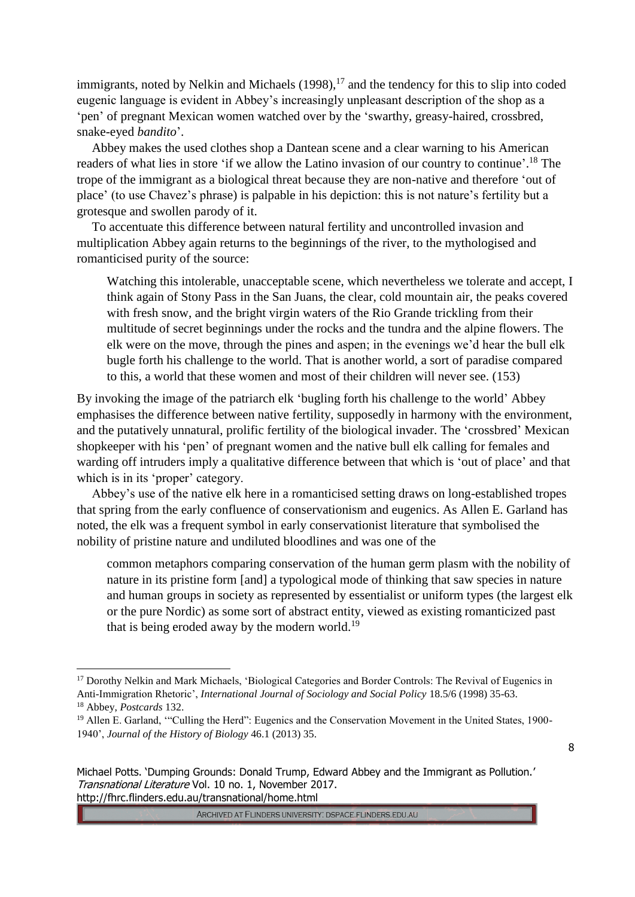immigrants, noted by Nelkin and Michaels (1998),[17] and the tendency for this to slip into coded eugenic language is evident in Abbey's increasingly unpleasant description of the shop as a 'pen' of pregnant Mexican women watched over by the 'swarthy, greasy-haired, crossbred, snake-eyed *bandito*'.

Abbey makes the used clothes shop a Dantean scene and a clear warning to his American readers of what lies in store 'if we allow the Latino invasion of our country to continue'.[18] The trope of the immigrant as a biological threat because they are non-native and therefore 'out of place' (to use Chavez's phrase) is palpable in his depiction: this is not nature's fertility but a grotesque and swollen parody of it.

To accentuate this difference between natural fertility and uncontrolled invasion and multiplication Abbey again returns to the beginnings of the river, to the mythologised and romanticised purity of the source:

> Watching this intolerable, unacceptable scene, which nevertheless we tolerate and accept, I think again of Stony Pass in the San Juans, the clear, cold mountain air, the peaks covered with fresh snow, and the bright virgin waters of the Rio Grande trickling from their multitude of secret beginnings under the rocks and the tundra and the alpine flowers. The elk were on the move, through the pines and aspen; in the evenings we'd hear the bull elk bugle forth his challenge to the world. That is another world, a sort of paradise compared to this, a world that these women and most of their children will never see. (153)

By invoking the image of the patriarch elk 'bugling forth his challenge to the world' Abbey emphasises the difference between native fertility, supposedly in harmony with the environment, and the putatively unnatural, prolific fertility of the biological invader. The 'crossbred' Mexican shopkeeper with his 'pen' of pregnant women and the native bull elk calling for females and warding off intruders imply a qualitative difference between that which is 'out of place' and that which is in its 'proper' category.

Abbey's use of the native elk here in a romanticised setting draws on long-established tropes that spring from the early confluence of conservationism and eugenics. As Allen E. Garland has noted, the elk was a frequent symbol in early conservationist literature that symbolised the nobility of pristine nature and undiluted bloodlines and was one of the

> common metaphors comparing conservation of the human germ plasm with the nobility of nature in its pristine form [and] a typological mode of thinking that saw species in nature and human groups in society as represented by essentialist or uniform types (the largest elk or the pure Nordic) as some sort of abstract entity, viewed as existing romanticized past that is being eroded away by the modern world.[19]

---

[17] Dorothy Nelkin and Mark Michaels, 'Biological Categories and Border Controls: The Revival of Eugenics in Anti-Immigration Rhetoric', *International Journal of Sociology and Social Policy* 18.5/6 (1998) 35-63.

[18] Abbey, *Postcards* 132.

[19] Allen E. Garland, '"Culling the Herd": Eugenics and the Conservation Movement in the United States, 1900-1940', *Journal of the History of Biology* 46.1 (2013) 35.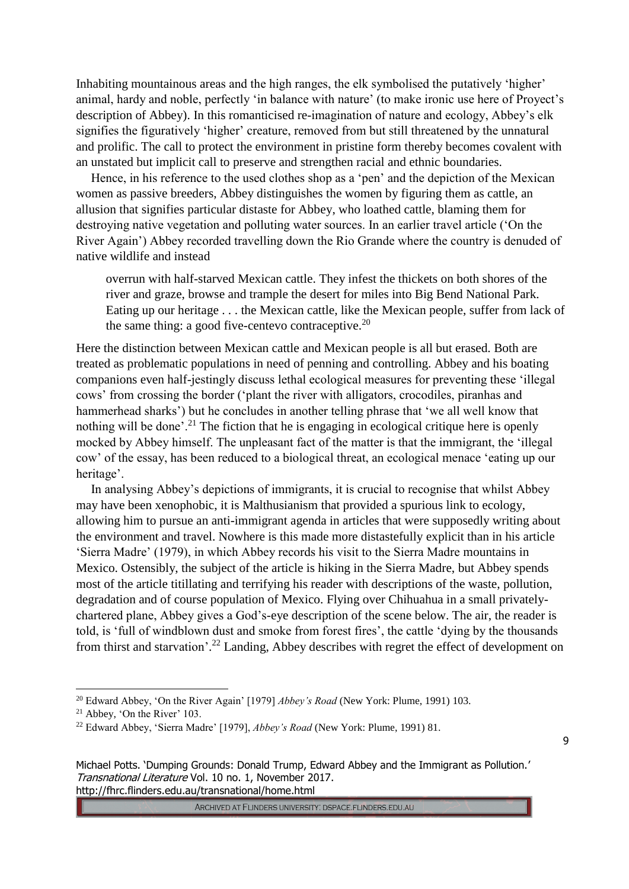Inhabiting mountainous areas and the high ranges, the elk symbolised the putatively 'higher' animal, hardy and noble, perfectly 'in balance with nature' (to make ironic use here of Proyect's description of Abbey). In this romanticised re-imagination of nature and ecology, Abbey's elk signifies the figuratively 'higher' creature, removed from but still threatened by the unnatural and prolific. The call to protect the environment in pristine form thereby becomes covalent with an unstated but implicit call to preserve and strengthen racial and ethnic boundaries.

Hence, in his reference to the used clothes shop as a 'pen' and the depiction of the Mexican women as passive breeders, Abbey distinguishes the women by figuring them as cattle, an allusion that signifies particular distaste for Abbey, who loathed cattle, blaming them for destroying native vegetation and polluting water sources. In an earlier travel article ('On the River Again') Abbey recorded travelling down the Rio Grande where the country is denuded of native wildlife and instead

> overrun with half-starved Mexican cattle. They infest the thickets on both shores of the river and graze, browse and trample the desert for miles into Big Bend National Park. Eating up our heritage . . . the Mexican cattle, like the Mexican people, suffer from lack of the same thing: a good five-centevo contraceptive.[20]

Here the distinction between Mexican cattle and Mexican people is all but erased. Both are treated as problematic populations in need of penning and controlling. Abbey and his boating companions even half-jestingly discuss lethal ecological measures for preventing these 'illegal cows' from crossing the border ('plant the river with alligators, crocodiles, piranhas and hammerhead sharks') but he concludes in another telling phrase that 'we all well know that nothing will be done'.[21] The fiction that he is engaging in ecological critique here is openly mocked by Abbey himself. The unpleasant fact of the matter is that the immigrant, the 'illegal cow' of the essay, has been reduced to a biological threat, an ecological menace 'eating up our heritage'.

In analysing Abbey's depictions of immigrants, it is crucial to recognise that whilst Abbey may have been xenophobic, it is Malthusianism that provided a spurious link to ecology, allowing him to pursue an anti-immigrant agenda in articles that were supposedly writing about the environment and travel. Nowhere is this made more distastefully explicit than in his article 'Sierra Madre' (1979), in which Abbey records his visit to the Sierra Madre mountains in Mexico. Ostensibly, the subject of the article is hiking in the Sierra Madre, but Abbey spends most of the article titillating and terrifying his reader with descriptions of the waste, pollution, degradation and of course population of Mexico. Flying over Chihuahua in a small privately-chartered plane, Abbey gives a God's-eye description of the scene below. The air, the reader is told, is 'full of windblown dust and smoke from forest fires', the cattle 'dying by the thousands from thirst and starvation'.[22] Landing, Abbey describes with regret the effect of development on

---

[20] Edward Abbey, 'On the River Again' [1979] *Abbey's Road* (New York: Plume, 1991) 103.

[21] Abbey, 'On the River' 103.

[22] Edward Abbey, 'Sierra Madre' [1979], *Abbey's Road* (New York: Plume, 1991) 81.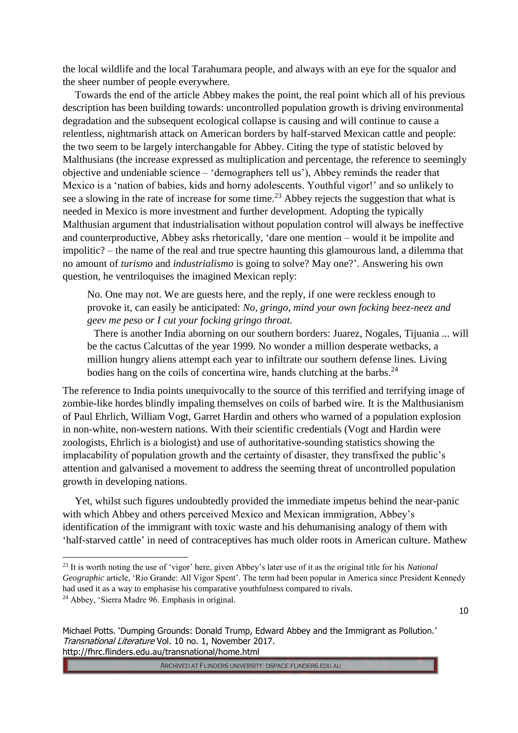the local wildlife and the local Tarahumara people, and always with an eye for the squalor and the sheer number of people everywhere.

Towards the end of the article Abbey makes the point, the real point which all of his previous description has been building towards: uncontrolled population growth is driving environmental degradation and the subsequent ecological collapse is causing and will continue to cause a relentless, nightmarish attack on American borders by half-starved Mexican cattle and people: the two seem to be largely interchangable for Abbey. Citing the type of statistic beloved by Malthusians (the increase expressed as multiplication and percentage, the reference to seemingly objective and undeniable science – 'demographers tell us'), Abbey reminds the reader that Mexico is a 'nation of babies, kids and horny adolescents. Youthful vigor!' and so unlikely to see a slowing in the rate of increase for some time.[23] Abbey rejects the suggestion that what is needed in Mexico is more investment and further development. Adopting the typically Malthusian argument that industrialisation without population control will always be ineffective and counterproductive, Abbey asks rhetorically, 'dare one mention – would it be impolite and impolitic? – the name of the real and true spectre haunting this glamourous land, a dilemma that no amount of *turismo* and *industrialismo* is going to solve? May one?'. Answering his own question, he ventriloquises the imagined Mexican reply:

> No. One may not. We are guests here, and the reply, if one were reckless enough to provoke it, can easily be anticipated: *No, gringo, mind your own focking beez-neez and geev me peso or I cut your focking gringo throat.*
>
> There is another India aborning on our southern borders: Juarez, Nogales, Tijuania ... will be the cactus Calcuttas of the year 1999. No wonder a million desperate wetbacks, a million hungry aliens attempt each year to infiltrate our southern defense lines. Living bodies hang on the coils of concertina wire, hands clutching at the barbs.[24]

The reference to India points unequivocally to the source of this terrified and terrifying image of zombie-like hordes blindly impaling themselves on coils of barbed wire. It is the Malthusianism of Paul Ehrlich, William Vogt, Garret Hardin and others who warned of a population explosion in non-white, non-western nations. With their scientific credentials (Vogt and Hardin were zoologists, Ehrlich is a biologist) and use of authoritative-sounding statistics showing the implacability of population growth and the certainty of disaster, they transfixed the public's attention and galvanised a movement to address the seeming threat of uncontrolled population growth in developing nations.

Yet, whilst such figures undoubtedly provided the immediate impetus behind the near-panic with which Abbey and others perceived Mexico and Mexican immigration, Abbey's identification of the immigrant with toxic waste and his dehumanising analogy of them with 'half-starved cattle' in need of contraceptives has much older roots in American culture. Mathew

---

[23] It is worth noting the use of 'vigor' here, given Abbey's later use of it as the original title for his *National Geographic* article, 'Rio Grande: All Vigor Spent'. The term had been popular in America since President Kennedy had used it as a way to emphasise his comparative youthfulness compared to rivals.

[24] Abbey, 'Sierra Madre 96. Emphasis in original.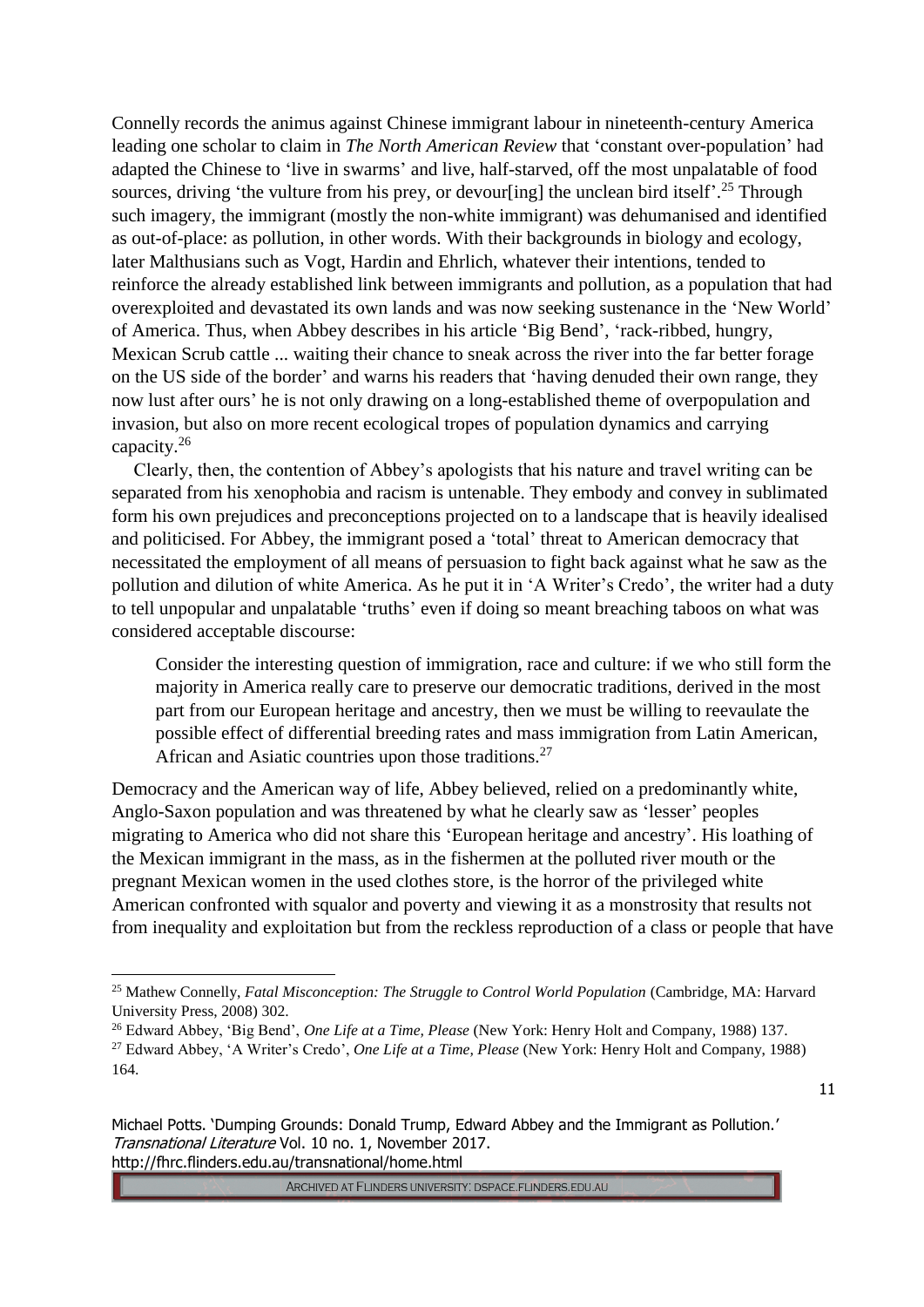Connelly records the animus against Chinese immigrant labour in nineteenth-century America leading one scholar to claim in *The North American Review* that 'constant over-population' had adapted the Chinese to 'live in swarms' and live, half-starved, off the most unpalatable of food sources, driving 'the vulture from his prey, or devour[ing] the unclean bird itself'.[25] Through such imagery, the immigrant (mostly the non-white immigrant) was dehumanised and identified as out-of-place: as pollution, in other words. With their backgrounds in biology and ecology, later Malthusians such as Vogt, Hardin and Ehrlich, whatever their intentions, tended to reinforce the already established link between immigrants and pollution, as a population that had overexploited and devastated its own lands and was now seeking sustenance in the 'New World' of America. Thus, when Abbey describes in his article 'Big Bend', 'rack-ribbed, hungry, Mexican Scrub cattle ... waiting their chance to sneak across the river into the far better forage on the US side of the border' and warns his readers that 'having denuded their own range, they now lust after ours' he is not only drawing on a long-established theme of overpopulation and invasion, but also on more recent ecological tropes of population dynamics and carrying capacity.[26]

Clearly, then, the contention of Abbey's apologists that his nature and travel writing can be separated from his xenophobia and racism is untenable. They embody and convey in sublimated form his own prejudices and preconceptions projected on to a landscape that is heavily idealised and politicised. For Abbey, the immigrant posed a 'total' threat to American democracy that necessitated the employment of all means of persuasion to fight back against what he saw as the pollution and dilution of white America. As he put it in 'A Writer's Credo', the writer had a duty to tell unpopular and unpalatable 'truths' even if doing so meant breaching taboos on what was considered acceptable discourse:

> Consider the interesting question of immigration, race and culture: if we who still form the majority in America really care to preserve our democratic traditions, derived in the most part from our European heritage and ancestry, then we must be willing to reevaulate the possible effect of differential breeding rates and mass immigration from Latin American, African and Asiatic countries upon those traditions.[27]

Democracy and the American way of life, Abbey believed, relied on a predominantly white, Anglo-Saxon population and was threatened by what he clearly saw as 'lesser' peoples migrating to America who did not share this 'European heritage and ancestry'. His loathing of the Mexican immigrant in the mass, as in the fishermen at the polluted river mouth or the pregnant Mexican women in the used clothes store, is the horror of the privileged white American confronted with squalor and poverty and viewing it as a monstrosity that results not from inequality and exploitation but from the reckless reproduction of a class or people that have

---

[25] Mathew Connelly, *Fatal Misconception: The Struggle to Control World Population* (Cambridge, MA: Harvard University Press, 2008) 302.

[26] Edward Abbey, 'Big Bend', *One Life at a Time, Please* (New York: Henry Holt and Company, 1988) 137.

[27] Edward Abbey, 'A Writer's Credo', *One Life at a Time, Please* (New York: Henry Holt and Company, 1988) 164.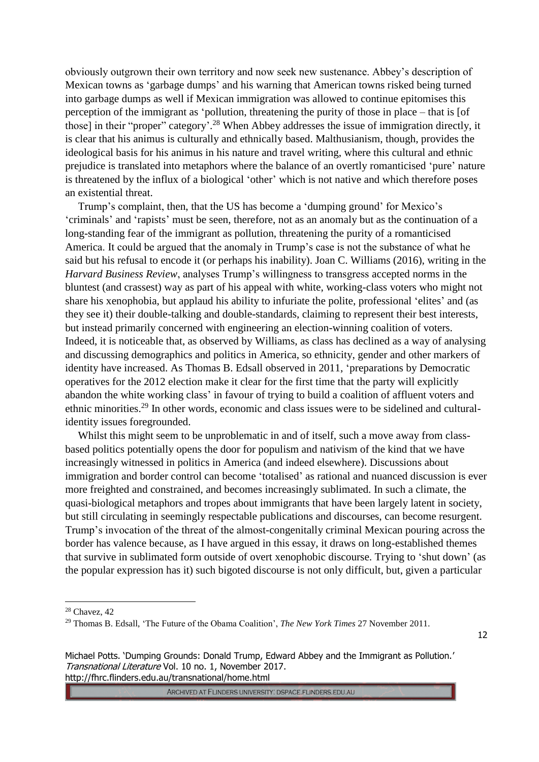obviously outgrown their own territory and now seek new sustenance. Abbey's description of Mexican towns as 'garbage dumps' and his warning that American towns risked being turned into garbage dumps as well if Mexican immigration was allowed to continue epitomises this perception of the immigrant as 'pollution, threatening the purity of those in place – that is [of those] in their "proper" category'.[28] When Abbey addresses the issue of immigration directly, it is clear that his animus is culturally and ethnically based. Malthusianism, though, provides the ideological basis for his animus in his nature and travel writing, where this cultural and ethnic prejudice is translated into metaphors where the balance of an overtly romanticised 'pure' nature is threatened by the influx of a biological 'other' which is not native and which therefore poses an existential threat.

Trump's complaint, then, that the US has become a 'dumping ground' for Mexico's 'criminals' and 'rapists' must be seen, therefore, not as an anomaly but as the continuation of a long-standing fear of the immigrant as pollution, threatening the purity of a romanticised America. It could be argued that the anomaly in Trump's case is not the substance of what he said but his refusal to encode it (or perhaps his inability). Joan C. Williams (2016), writing in the *Harvard Business Review*, analyses Trump's willingness to transgress accepted norms in the bluntest (and crassest) way as part of his appeal with white, working-class voters who might not share his xenophobia, but applaud his ability to infuriate the polite, professional 'elites' and (as they see it) their double-talking and double-standards, claiming to represent their best interests, but instead primarily concerned with engineering an election-winning coalition of voters. Indeed, it is noticeable that, as observed by Williams, as class has declined as a way of analysing and discussing demographics and politics in America, so ethnicity, gender and other markers of identity have increased. As Thomas B. Edsall observed in 2011, 'preparations by Democratic operatives for the 2012 election make it clear for the first time that the party will explicitly abandon the white working class' in favour of trying to build a coalition of affluent voters and ethnic minorities.[29] In other words, economic and class issues were to be sidelined and cultural-identity issues foregrounded.

Whilst this might seem to be unproblematic in and of itself, such a move away from class-based politics potentially opens the door for populism and nativism of the kind that we have increasingly witnessed in politics in America (and indeed elsewhere). Discussions about immigration and border control can become 'totalised' as rational and nuanced discussion is ever more freighted and constrained, and becomes increasingly sublimated. In such a climate, the quasi-biological metaphors and tropes about immigrants that have been largely latent in society, but still circulating in seemingly respectable publications and discourses, can become resurgent. Trump's invocation of the threat of the almost-congenitally criminal Mexican pouring across the border has valence because, as I have argued in this essay, it draws on long-established themes that survive in sublimated form outside of overt xenophobic discourse. Trying to 'shut down' (as the popular expression has it) such bigoted discourse is not only difficult, but, given a particular

---

[28] Chavez, 42

[29] Thomas B. Edsall, 'The Future of the Obama Coalition', *The New York Times* 27 November 2011.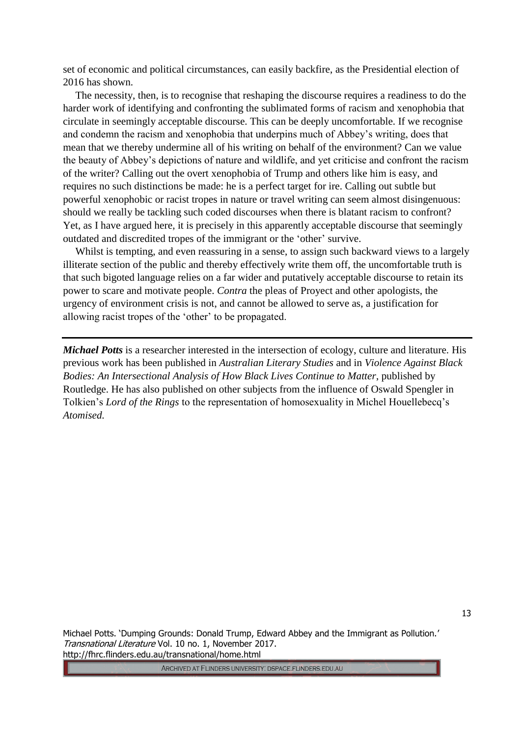set of economic and political circumstances, can easily backfire, as the Presidential election of 2016 has shown.

The necessity, then, is to recognise that reshaping the discourse requires a readiness to do the harder work of identifying and confronting the sublimated forms of racism and xenophobia that circulate in seemingly acceptable discourse. This can be deeply uncomfortable. If we recognise and condemn the racism and xenophobia that underpins much of Abbey's writing, does that mean that we thereby undermine all of his writing on behalf of the environment? Can we value the beauty of Abbey's depictions of nature and wildlife, and yet criticise and confront the racism of the writer? Calling out the overt xenophobia of Trump and others like him is easy, and requires no such distinctions be made: he is a perfect target for ire. Calling out subtle but powerful xenophobic or racist tropes in nature or travel writing can seem almost disingenuous: should we really be tackling such coded discourses when there is blatant racism to confront? Yet, as I have argued here, it is precisely in this apparently acceptable discourse that seemingly outdated and discredited tropes of the immigrant or the 'other' survive.

Whilst is tempting, and even reassuring in a sense, to assign such backward views to a largely illiterate section of the public and thereby effectively write them off, the uncomfortable truth is that such bigoted language relies on a far wider and putatively acceptable discourse to retain its power to scare and motivate people. *Contra* the pleas of Proyect and other apologists, the urgency of environment crisis is not, and cannot be allowed to serve as, a justification for allowing racist tropes of the 'other' to be propagated.

---

***Michael Potts*** is a researcher interested in the intersection of ecology, culture and literature. His previous work has been published in *Australian Literary Studies* and in *Violence Against Black Bodies: An Intersectional Analysis of How Black Lives Continue to Matter*, published by Routledge. He has also published on other subjects from the influence of Oswald Spengler in Tolkien's *Lord of the Rings* to the representation of homosexuality in Michel Houellebecq's *Atomised.*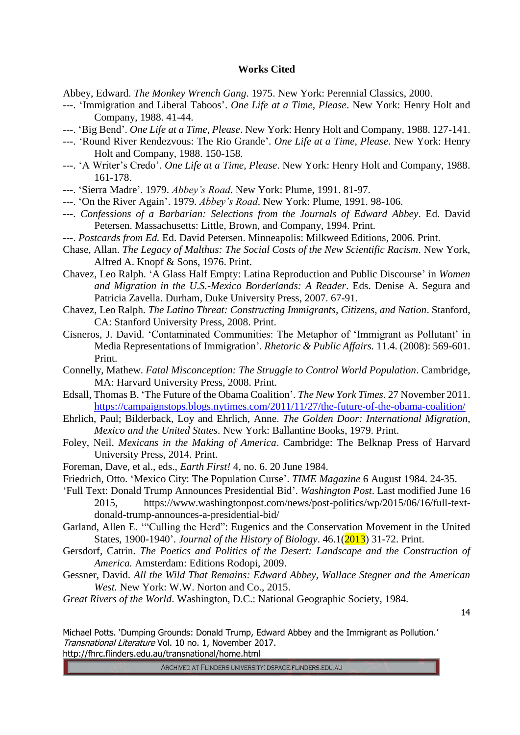**Works Cited**

Abbey, Edward. *The Monkey Wrench Gang*. 1975. New York: Perennial Classics, 2000.

---. 'Immigration and Liberal Taboos'. *One Life at a Time, Please*. New York: Henry Holt and Company, 1988. 41-44.

---. 'Big Bend'. *One Life at a Time, Please*. New York: Henry Holt and Company, 1988. 127-141.

---. 'Round River Rendezvous: The Rio Grande'. *One Life at a Time, Please*. New York: Henry Holt and Company, 1988. 150-158.

---. 'A Writer's Credo'. *One Life at a Time, Please*. New York: Henry Holt and Company, 1988. 161-178.

---. 'Sierra Madre'. 1979. *Abbey's Road*. New York: Plume, 1991. 81-97.

---. 'On the River Again'. 1979. *Abbey's Road*. New York: Plume, 1991. 98-106.

---. *Confessions of a Barbarian: Selections from the Journals of Edward Abbey*. Ed. David Petersen. Massachusetts: Little, Brown, and Company, 1994. Print.

---. *Postcards from Ed.* Ed. David Petersen. Minneapolis: Milkweed Editions, 2006. Print.

Chase, Allan. *The Legacy of Malthus: The Social Costs of the New Scientific Racism*. New York, Alfred A. Knopf & Sons, 1976. Print.

Chavez, Leo Ralph. 'A Glass Half Empty: Latina Reproduction and Public Discourse' in *Women and Migration in the U.S.-Mexico Borderlands: A Reader*. Eds. Denise A. Segura and Patricia Zavella. Durham, Duke University Press, 2007. 67-91.

Chavez, Leo Ralph. *The Latino Threat: Constructing Immigrants, Citizens, and Nation*. Stanford, CA: Stanford University Press, 2008. Print.

Cisneros, J. David. 'Contaminated Communities: The Metaphor of 'Immigrant as Pollutant' in Media Representations of Immigration'. *Rhetoric & Public Affairs.* 11.4. (2008): 569-601. Print.

Connelly, Mathew. *Fatal Misconception: The Struggle to Control World Population*. Cambridge, MA: Harvard University Press, 2008. Print.

Edsall, Thomas B. 'The Future of the Obama Coalition'. *The New York Times*. 27 November 2011. https://campaignstops.blogs.nytimes.com/2011/11/27/the-future-of-the-obama-coalition/

Ehrlich, Paul; Bilderback, Loy and Ehrlich, Anne. *The Golden Door: International Migration, Mexico and the United States*. New York: Ballantine Books, 1979. Print.

Foley, Neil. *Mexicans in the Making of America*. Cambridge: The Belknap Press of Harvard University Press, 2014. Print.

Foreman, Dave, et al., eds., *Earth First!* 4, no. 6. 20 June 1984.

Friedrich, Otto. 'Mexico City: The Population Curse'. *TIME Magazine* 6 August 1984. 24-35.

'Full Text: Donald Trump Announces Presidential Bid'. *Washington Post*. Last modified June 16 2015, https://www.washingtonpost.com/news/post-politics/wp/2015/06/16/full-text-donald-trump-announces-a-presidential-bid/

Garland, Allen E. '"Culling the Herd": Eugenics and the Conservation Movement in the United States, 1900-1940'. *Journal of the History of Biology*. 46.1(2013) 31-72. Print.

Gersdorf, Catrin. *The Poetics and Politics of the Desert: Landscape and the Construction of America.* Amsterdam: Editions Rodopi, 2009.

Gessner, David. *All the Wild That Remains: Edward Abbey, Wallace Stegner and the American West.* New York: W.W. Norton and Co., 2015.

*Great Rivers of the World*. Washington, D.C.: National Geographic Society, 1984.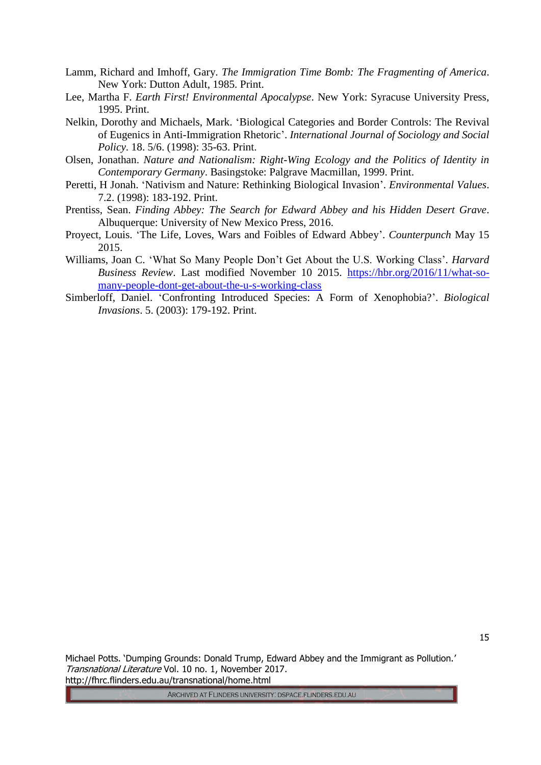Lamm, Richard and Imhoff, Gary. *The Immigration Time Bomb: The Fragmenting of America*. New York: Dutton Adult, 1985. Print.

Lee, Martha F. *Earth First! Environmental Apocalypse*. New York: Syracuse University Press, 1995. Print.

Nelkin, Dorothy and Michaels, Mark. 'Biological Categories and Border Controls: The Revival of Eugenics in Anti-Immigration Rhetoric'. *International Journal of Sociology and Social Policy*. 18. 5/6. (1998): 35-63. Print.

Olsen, Jonathan. *Nature and Nationalism: Right-Wing Ecology and the Politics of Identity in Contemporary Germany*. Basingstoke: Palgrave Macmillan, 1999. Print.

Peretti, H Jonah. 'Nativism and Nature: Rethinking Biological Invasion'. *Environmental Values*. 7.2. (1998): 183-192. Print.

Prentiss, Sean. *Finding Abbey: The Search for Edward Abbey and his Hidden Desert Grave*. Albuquerque: University of New Mexico Press, 2016.

Proyect, Louis. 'The Life, Loves, Wars and Foibles of Edward Abbey'. *Counterpunch* May 15 2015.

Williams, Joan C. 'What So Many People Don't Get About the U.S. Working Class'. *Harvard Business Review*. Last modified November 10 2015. [https://hbr.org/2016/11/what-so-many-people-dont-get-about-the-u-s-working-class](https://hbr.org/2016/11/what-so-many-people-dont-get-about-the-u-s-working-class)

Simberloff, Daniel. 'Confronting Introduced Species: A Form of Xenophobia?'. *Biological Invasions*. 5. (2003): 179-192. Print.